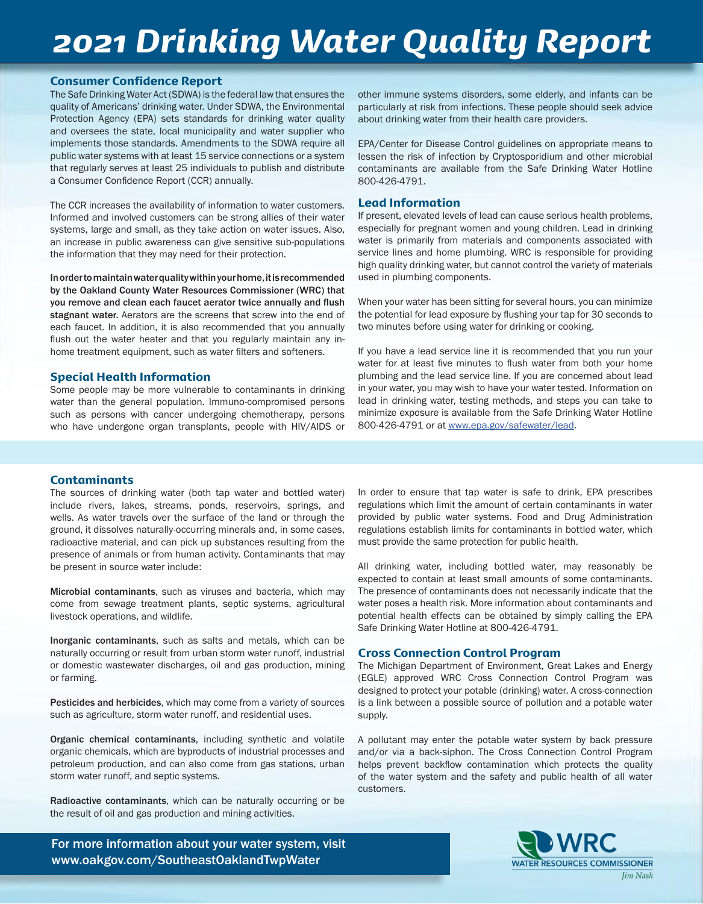# 2021 Drinking Water Quality Report

## Consumer Confidence Report

The Safe Drinking Water Act (SDWA) is the federal law that ensures the quality of Americans' drinking water. Under SDWA, the Environmental Protection Agency (EPA) sets standards for drinking water quality and oversees the state, local municipality and water supplier who implements those standards. Amendments to the SDWA require all public water systems with at least 15 service connections or a system that regularly serves at least 25 individuals to publish and distribute a Consumer Confidence Report (CCR) annually.

The CCR increases the availability of information to water customers. Informed and involved customers can be strong allies of their water systems, large and small, as they take action on water issues. Also, an increase in public awareness can give sensitive sub-populations the information that they may need for their protection.

**In order to maintain water quality within your home, it is recommended by the Oakland County Water Resources Commissioner (WRC) that you remove and clean each faucet aerator twice annually and flush stagnant water.** Aerators are the screens that screw into the end of each faucet. In addition, it is also recommended that you annually flush out the water heater and that you regularly maintain any in-home treatment equipment, such as water filters and softeners.

## Special Health Information

Some people may be more vulnerable to contaminants in drinking water than the general population. Immuno-compromised persons such as persons with cancer undergoing chemotherapy, persons who have undergone organ transplants, people with HIV/AIDS or other immune systems disorders, some elderly, and infants can be particularly at risk from infections. These people should seek advice about drinking water from their health care providers.

EPA/Center for Disease Control guidelines on appropriate means to lessen the risk of infection by Cryptosporidium and other microbial contaminants are available from the Safe Drinking Water Hotline 800-426-4791.

## Lead Information

If present, elevated levels of lead can cause serious health problems, especially for pregnant women and young children. Lead in drinking water is primarily from materials and components associated with service lines and home plumbing. WRC is responsible for providing high quality drinking water, but cannot control the variety of materials used in plumbing components.

When your water has been sitting for several hours, you can minimize the potential for lead exposure by flushing your tap for 30 seconds to two minutes before using water for drinking or cooking.

If you have a lead service line it is recommended that you run your water for at least five minutes to flush water from both your home plumbing and the lead service line. If you are concerned about lead in your water, you may wish to have your water tested. Information on lead in drinking water, testing methods, and steps you can take to minimize exposure is available from the Safe Drinking Water Hotline 800-426-4791 or at www.epa.gov/safewater/lead.

## Contaminants

The sources of drinking water (both tap water and bottled water) include rivers, lakes, streams, ponds, reservoirs, springs, and wells. As water travels over the surface of the land or through the ground, it dissolves naturally-occurring minerals and, in some cases, radioactive material, and can pick up substances resulting from the presence of animals or from human activity. Contaminants that may be present in source water include:

**Microbial contaminants**, such as viruses and bacteria, which may come from sewage treatment plants, septic systems, agricultural livestock operations, and wildlife.

**Inorganic contaminants**, such as salts and metals, which can be naturally occurring or result from urban storm water runoff, industrial or domestic wastewater discharges, oil and gas production, mining or farming.

**Pesticides and herbicides**, which may come from a variety of sources such as agriculture, storm water runoff, and residential uses.

**Organic chemical contaminants**, including synthetic and volatile organic chemicals, which are byproducts of industrial processes and petroleum production, and can also come from gas stations, urban storm water runoff, and septic systems.

**Radioactive contaminants**, which can be naturally occurring or be the result of oil and gas production and mining activities.

In order to ensure that tap water is safe to drink, EPA prescribes regulations which limit the amount of certain contaminants in water provided by public water systems. Food and Drug Administration regulations establish limits for contaminants in bottled water, which must provide the same protection for public health.

All drinking water, including bottled water, may reasonably be expected to contain at least small amounts of some contaminants. The presence of contaminants does not necessarily indicate that the water poses a health risk. More information about contaminants and potential health effects can be obtained by simply calling the EPA Safe Drinking Water Hotline at 800-426-4791.

## Cross Connection Control Program

The Michigan Department of Environment, Great Lakes and Energy (EGLE) approved WRC Cross Connection Control Program was designed to protect your potable (drinking) water. A cross-connection is a link between a possible source of pollution and a potable water supply.

A pollutant may enter the potable water system by back pressure and/or via a back-siphon. The Cross Connection Control Program helps prevent backflow contamination which protects the quality of the water system and the safety and public health of all water customers.

For more information about your water system, visit www.oakgov.com/SoutheastOaklandTwpWater

WRC
WATER RESOURCES COMMISSIONER
*Jim Nash*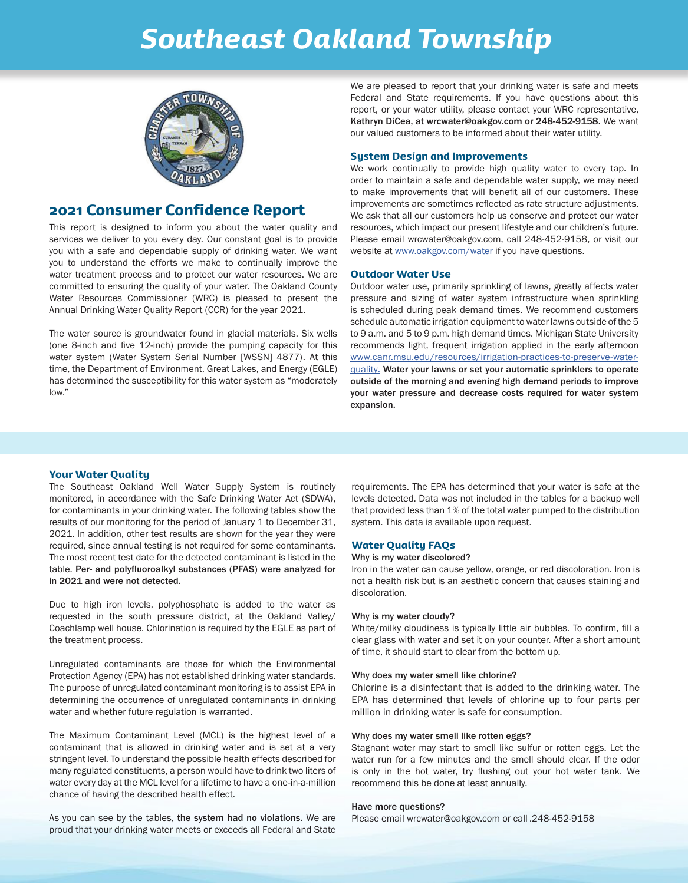# Southeast Oakland Township

## 2021 Consumer Confidence Report

This report is designed to inform you about the water quality and services we deliver to you every day. Our constant goal is to provide you with a safe and dependable supply of drinking water. We want you to understand the efforts we make to continually improve the water treatment process and to protect our water resources. We are committed to ensuring the quality of your water. The Oakland County Water Resources Commissioner (WRC) is pleased to present the Annual Drinking Water Quality Report (CCR) for the year 2021.

The water source is groundwater found in glacial materials. Six wells (one 8-inch and five 12-inch) provide the pumping capacity for this water system (Water System Serial Number [WSSN] 4877). At this time, the Department of Environment, Great Lakes, and Energy (EGLE) has determined the susceptibility for this water system as "moderately low."

We are pleased to report that your drinking water is safe and meets Federal and State requirements. If you have questions about this report, or your water utility, please contact your WRC representative, **Kathryn DiCea, at wrcwater@oakgov.com or 248-452-9158**. We want our valued customers to be informed about their water utility.

### System Design and Improvements

We work continually to provide high quality water to every tap. In order to maintain a safe and dependable water supply, we may need to make improvements that will benefit all of our customers. These improvements are sometimes reflected as rate structure adjustments. We ask that all our customers help us conserve and protect our water resources, which impact our present lifestyle and our children's future. Please email wrcwater@oakgov.com, call 248-452-9158, or visit our website at www.oakgov.com/water if you have questions.

### Outdoor Water Use

Outdoor water use, primarily sprinkling of lawns, greatly affects water pressure and sizing of water system infrastructure when sprinkling is scheduled during peak demand times. We recommend customers schedule automatic irrigation equipment to water lawns outside of the 5 to 9 a.m. and 5 to 9 p.m. high demand times. Michigan State University recommends light, frequent irrigation applied in the early afternoon www.canr.msu.edu/resources/irrigation-practices-to-preserve-water-quality. **Water your lawns or set your automatic sprinklers to operate outside of the morning and evening high demand periods to improve your water pressure and decrease costs required for water system expansion.**

### Your Water Quality

The Southeast Oakland Well Water Supply System is routinely monitored, in accordance with the Safe Drinking Water Act (SDWA), for contaminants in your drinking water. The following tables show the results of our monitoring for the period of January 1 to December 31, 2021. In addition, other test results are shown for the year they were required, since annual testing is not required for some contaminants. The most recent test date for the detected contaminant is listed in the table. **Per- and polyfluoroalkyl substances (PFAS) were analyzed for in 2021 and were not detected.**

Due to high iron levels, polyphosphate is added to the water as requested in the south pressure district, at the Oakland Valley/Coachlamp well house. Chlorination is required by the EGLE as part of the treatment process.

Unregulated contaminants are those for which the Environmental Protection Agency (EPA) has not established drinking water standards. The purpose of unregulated contaminant monitoring is to assist EPA in determining the occurrence of unregulated contaminants in drinking water and whether future regulation is warranted.

The Maximum Contaminant Level (MCL) is the highest level of a contaminant that is allowed in drinking water and is set at a very stringent level. To understand the possible health effects described for many regulated constituents, a person would have to drink two liters of water every day at the MCL level for a lifetime to have a one-in-a-million chance of having the described health effect.

As you can see by the tables, **the system had no violations.** We are proud that your drinking water meets or exceeds all Federal and State requirements. The EPA has determined that your water is safe at the levels detected. Data was not included in the tables for a backup well that provided less than 1% of the total water pumped to the distribution system. This data is available upon request.

### Water Quality FAQs

**Why is my water discolored?**

Iron in the water can cause yellow, orange, or red discoloration. Iron is not a health risk but is an aesthetic concern that causes staining and discoloration.

**Why is my water cloudy?**

White/milky cloudiness is typically little air bubbles. To confirm, fill a clear glass with water and set it on your counter. After a short amount of time, it should start to clear from the bottom up.

**Why does my water smell like chlorine?**

Chlorine is a disinfectant that is added to the drinking water. The EPA has determined that levels of chlorine up to four parts per million in drinking water is safe for consumption.

**Why does my water smell like rotten eggs?**

Stagnant water may start to smell like sulfur or rotten eggs. Let the water run for a few minutes and the smell should clear. If the odor is only in the hot water, try flushing out your hot water tank. We recommend this be done at least annually.

**Have more questions?**

Please email wrcwater@oakgov.com or call .248-452-9158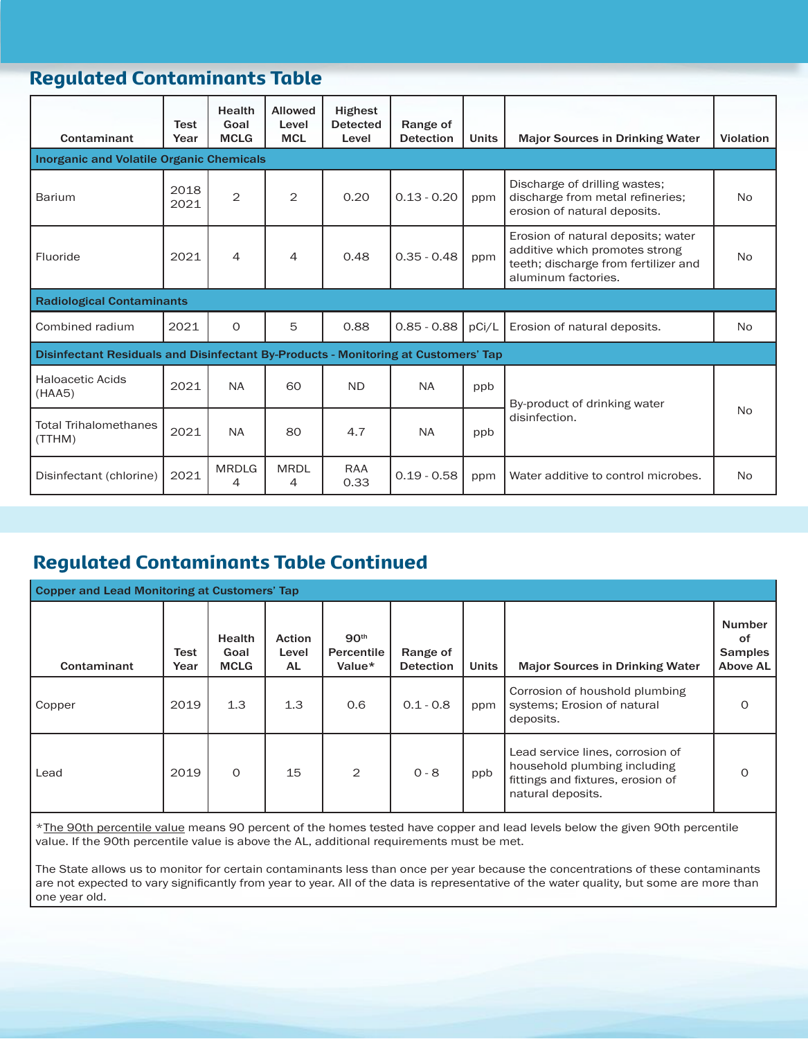## Regulated Contaminants Table

| Contaminant | Test Year | Health Goal MCLG | Allowed Level MCL | Highest Detected Level | Range of Detection | Units | Major Sources in Drinking Water | Violation |
|---|---|---|---|---|---|---|---|---|
| **Inorganic and Volatile Organic Chemicals** | | | | | | | | |
| Barium | 2018 2021 | 2 | 2 | 0.20 | 0.13 - 0.20 | ppm | Discharge of drilling wastes; discharge from metal refineries; erosion of natural deposits. | No |
| Fluoride | 2021 | 4 | 4 | 0.48 | 0.35 - 0.48 | ppm | Erosion of natural deposits; water additive which promotes strong teeth; discharge from fertilizer and aluminum factories. | No |
| **Radiological Contaminants** | | | | | | | | |
| Combined radium | 2021 | 0 | 5 | 0.88 | 0.85 - 0.88 | pCi/L | Erosion of natural deposits. | No |
| **Disinfectant Residuals and Disinfectant By-Products - Monitoring at Customers' Tap** | | | | | | | | |
| Haloacetic Acids (HAA5) | 2021 | NA | 60 | ND | NA | ppb | By-product of drinking water disinfection. | No |
| Total Trihalomethanes (TTHM) | 2021 | NA | 80 | 4.7 | NA | ppb | By-product of drinking water disinfection. | No |
| Disinfectant (chlorine) | 2021 | MRDLG 4 | MRDL 4 | RAA 0.33 | 0.19 - 0.58 | ppm | Water additive to control microbes. | No |

## Regulated Contaminants Table Continued

**Copper and Lead Monitoring at Customers' Tap**

| Contaminant | Test Year | Health Goal MCLG | Action Level AL | 90th Percentile Value* | Range of Detection | Units | Major Sources in Drinking Water | Number of Samples Above AL |
|---|---|---|---|---|---|---|---|---|
| Copper | 2019 | 1.3 | 1.3 | 0.6 | 0.1 - 0.8 | ppm | Corrosion of houshold plumbing systems; Erosion of natural deposits. | 0 |
| Lead | 2019 | 0 | 15 | 2 | 0 - 8 | ppb | Lead service lines, corrosion of household plumbing including fittings and fixtures, erosion of natural deposits. | 0 |

*The 90th percentile value means 90 percent of the homes tested have copper and lead levels below the given 90th percentile value. If the 90th percentile value is above the AL, additional requirements must be met.

The State allows us to monitor for certain contaminants less than once per year because the concentrations of these contaminants are not expected to vary significantly from year to year. All of the data is representative of the water quality, but some are more than one year old.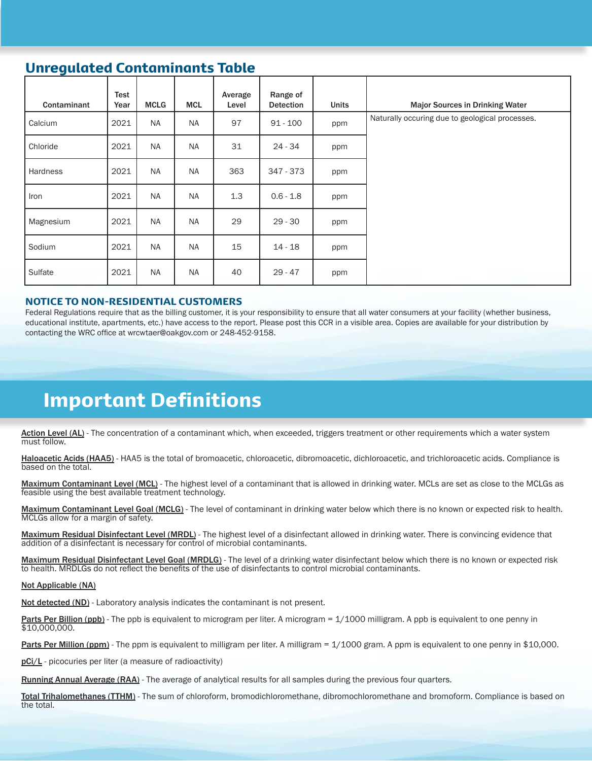## Unregulated Contaminants Table

| Contaminant | Test Year | MCLG | MCL | Average Level | Range of Detection | Units | Major Sources in Drinking Water |
|---|---|---|---|---|---|---|---|
| Calcium | 2021 | NA | NA | 97 | 91 - 100 | ppm | Naturally occuring due to geological processes. |
| Chloride | 2021 | NA | NA | 31 | 24 - 34 | ppm | |
| Hardness | 2021 | NA | NA | 363 | 347 - 373 | ppm | |
| Iron | 2021 | NA | NA | 1.3 | 0.6 - 1.8 | ppm | |
| Magnesium | 2021 | NA | NA | 29 | 29 - 30 | ppm | |
| Sodium | 2021 | NA | NA | 15 | 14 - 18 | ppm | |
| Sulfate | 2021 | NA | NA | 40 | 29 - 47 | ppm | |

### NOTICE TO NON-RESIDENTIAL CUSTOMERS

Federal Regulations require that as the billing customer, it is your responsibility to ensure that all water consumers at your facility (whether business, educational institute, apartments, etc.) have access to the report. Please post this CCR in a visible area. Copies are available for your distribution by contacting the WRC office at wrcwtaer@oakgov.com or 248-452-9158.

## Important Definitions

Action Level (AL) - The concentration of a contaminant which, when exceeded, triggers treatment or other requirements which a water system must follow.

Haloacetic Acids (HAA5) - HAA5 is the total of bromoacetic, chloroacetic, dibromoacetic, dichloroacetic, and trichloroacetic acids. Compliance is based on the total.

Maximum Contaminant Level (MCL) - The highest level of a contaminant that is allowed in drinking water. MCLs are set as close to the MCLGs as feasible using the best available treatment technology.

Maximum Contaminant Level Goal (MCLG) - The level of contaminant in drinking water below which there is no known or expected risk to health. MCLGs allow for a margin of safety.

Maximum Residual Disinfectant Level (MRDL) - The highest level of a disinfectant allowed in drinking water. There is convincing evidence that addition of a disinfectant is necessary for control of microbial contaminants.

Maximum Residual Disinfectant Level Goal (MRDLG) - The level of a drinking water disinfectant below which there is no known or expected risk to health. MRDLGs do not reflect the benefits of the use of disinfectants to control microbial contaminants.

Not Applicable (NA)

Not detected (ND) - Laboratory analysis indicates the contaminant is not present.

Parts Per Billion (ppb) - The ppb is equivalent to microgram per liter. A microgram = 1/1000 milligram. A ppb is equivalent to one penny in $10,000,000.

Parts Per Million (ppm) - The ppm is equivalent to milligram per liter. A milligram = 1/1000 gram. A ppm is equivalent to one penny in $10,000.

pCi/L - picocuries per liter (a measure of radioactivity)

Running Annual Average (RAA) - The average of analytical results for all samples during the previous four quarters.

Total Trihalomethanes (TTHM) - The sum of chloroform, bromodichloromethane, dibromochloromethane and bromoform. Compliance is based on the total.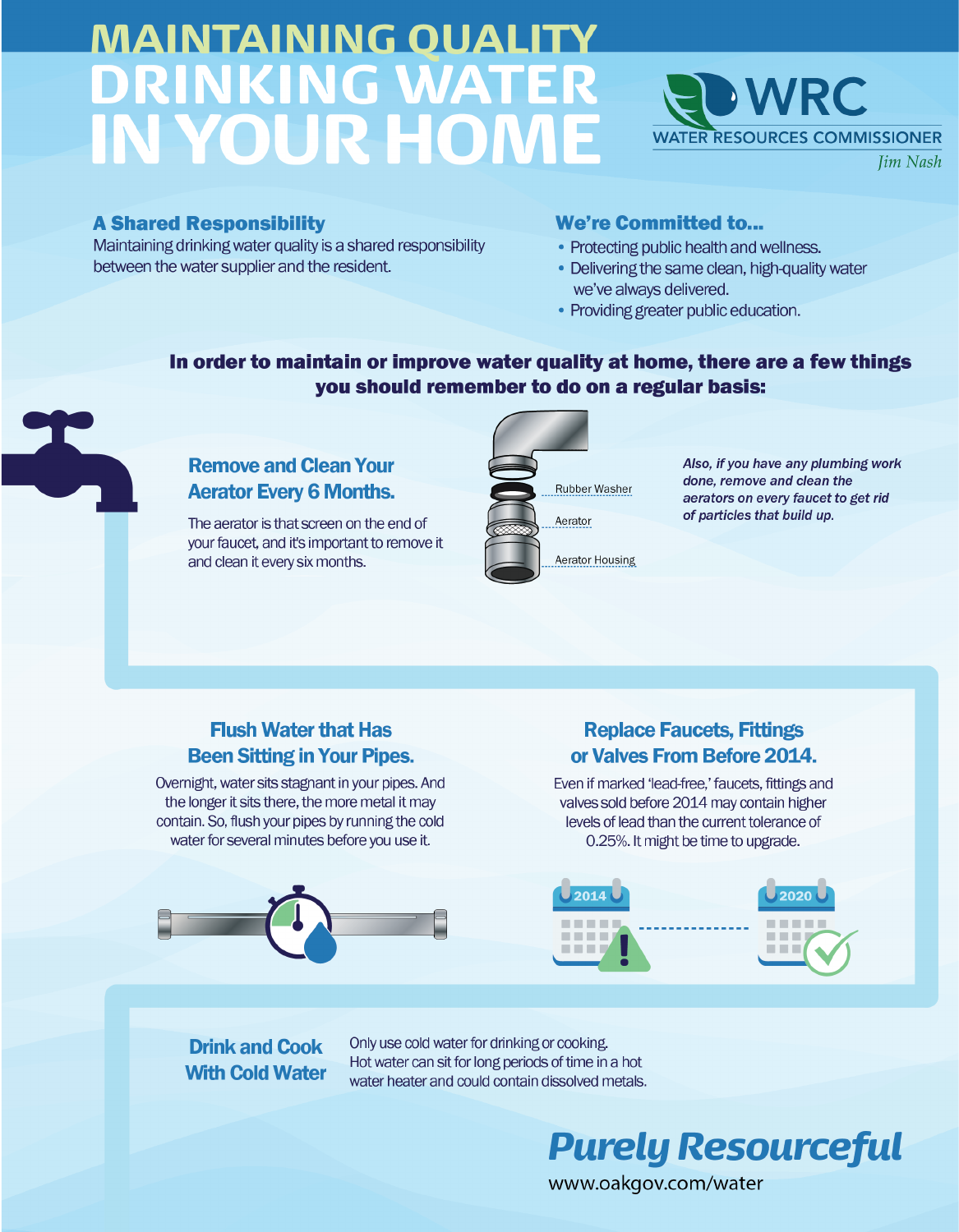# MAINTAINING QUALITY DRINKING WATER IN YOUR HOME

WRC
WATER RESOURCES COMMISSIONER
*Jim Nash*

## A Shared Responsibility

Maintaining drinking water quality is a shared responsibility between the water supplier and the resident.

## We're Committed to...

- Protecting public health and wellness.
- Delivering the same clean, high-quality water we've always delivered.
- Providing greater public education.

**In order to maintain or improve water quality at home, there are a few things you should remember to do on a regular basis:**

### Remove and Clean Your Aerator Every 6 Months.

The aerator is that screen on the end of your faucet, and it's important to remove it and clean it every six months.

Rubber Washer

Aerator

Aerator Housing

*Also, if you have any plumbing work done, remove and clean the aerators on every faucet to get rid of particles that build up.*

### Flush Water that Has Been Sitting in Your Pipes.

Overnight, water sits stagnant in your pipes. And the longer it sits there, the more metal it may contain. So, flush your pipes by running the cold water for several minutes before you use it.

### Replace Faucets, Fittings or Valves From Before 2014.

Even if marked 'lead-free,' faucets, fittings and valves sold before 2014 may contain higher levels of lead than the current tolerance of 0.25%. It might be time to upgrade.

2014

2020

### Drink and Cook With Cold Water

Only use cold water for drinking or cooking. Hot water can sit for long periods of time in a hot water heater and could contain dissolved metals.

**Purely Resourceful**

www.oakgov.com/water